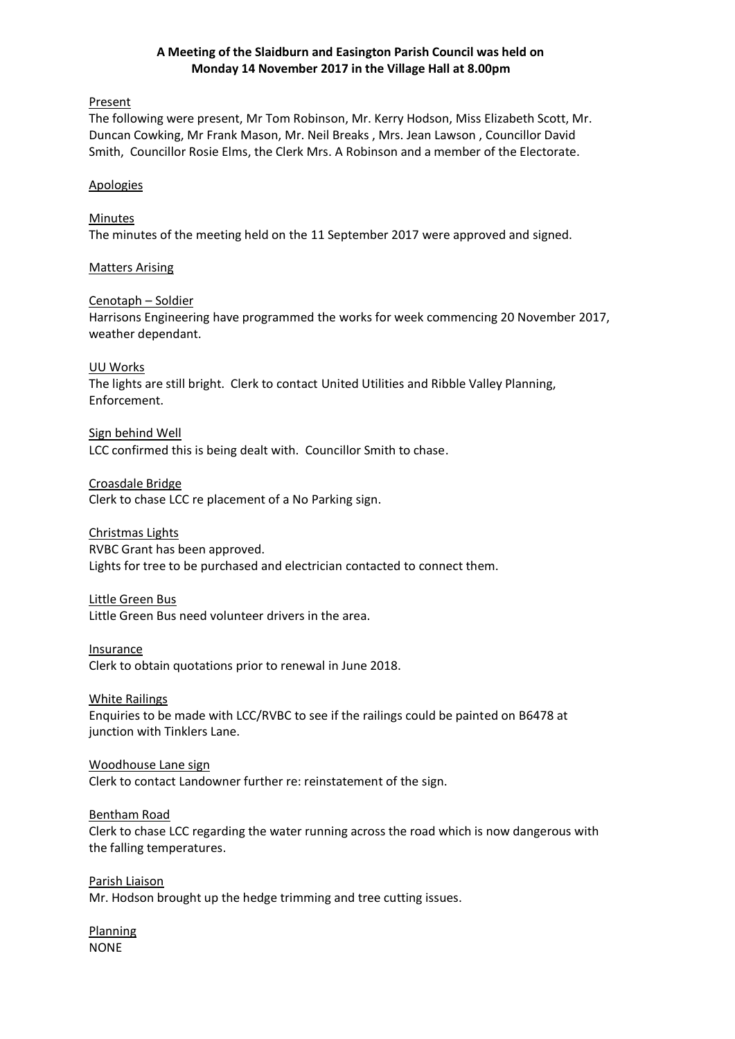**A Meeting of the Slaidburn and Easington Parish Council was held on Monday 14 November 2017 in the Village Hall at 8.00pm**

Present

The following were present, Mr Tom Robinson, Mr. Kerry Hodson, Miss Elizabeth Scott, Mr. Duncan Cowking, Mr Frank Mason, Mr. Neil Breaks , Mrs. Jean Lawson , Councillor David Smith, Councillor Rosie Elms, the Clerk Mrs. A Robinson and a member of the Electorate.

Apologies

Minutes

The minutes of the meeting held on the 11 September 2017 were approved and signed.

Matters Arising

Cenotaph – Soldier

Harrisons Engineering have programmed the works for week commencing 20 November 2017, weather dependant.

UU Works

The lights are still bright. Clerk to contact United Utilities and Ribble Valley Planning, Enforcement.

Sign behind Well

LCC confirmed this is being dealt with. Councillor Smith to chase.

Croasdale Bridge

Clerk to chase LCC re placement of a No Parking sign.

Christmas Lights

RVBC Grant has been approved.
Lights for tree to be purchased and electrician contacted to connect them.

Little Green Bus

Little Green Bus need volunteer drivers in the area.

Insurance

Clerk to obtain quotations prior to renewal in June 2018.

White Railings

Enquiries to be made with LCC/RVBC to see if the railings could be painted on B6478 at junction with Tinklers Lane.

Woodhouse Lane sign

Clerk to contact Landowner further re: reinstatement of the sign.

Bentham Road

Clerk to chase LCC regarding the water running across the road which is now dangerous with the falling temperatures.

Parish Liaison

Mr. Hodson brought up the hedge trimming and tree cutting issues.

Planning

NONE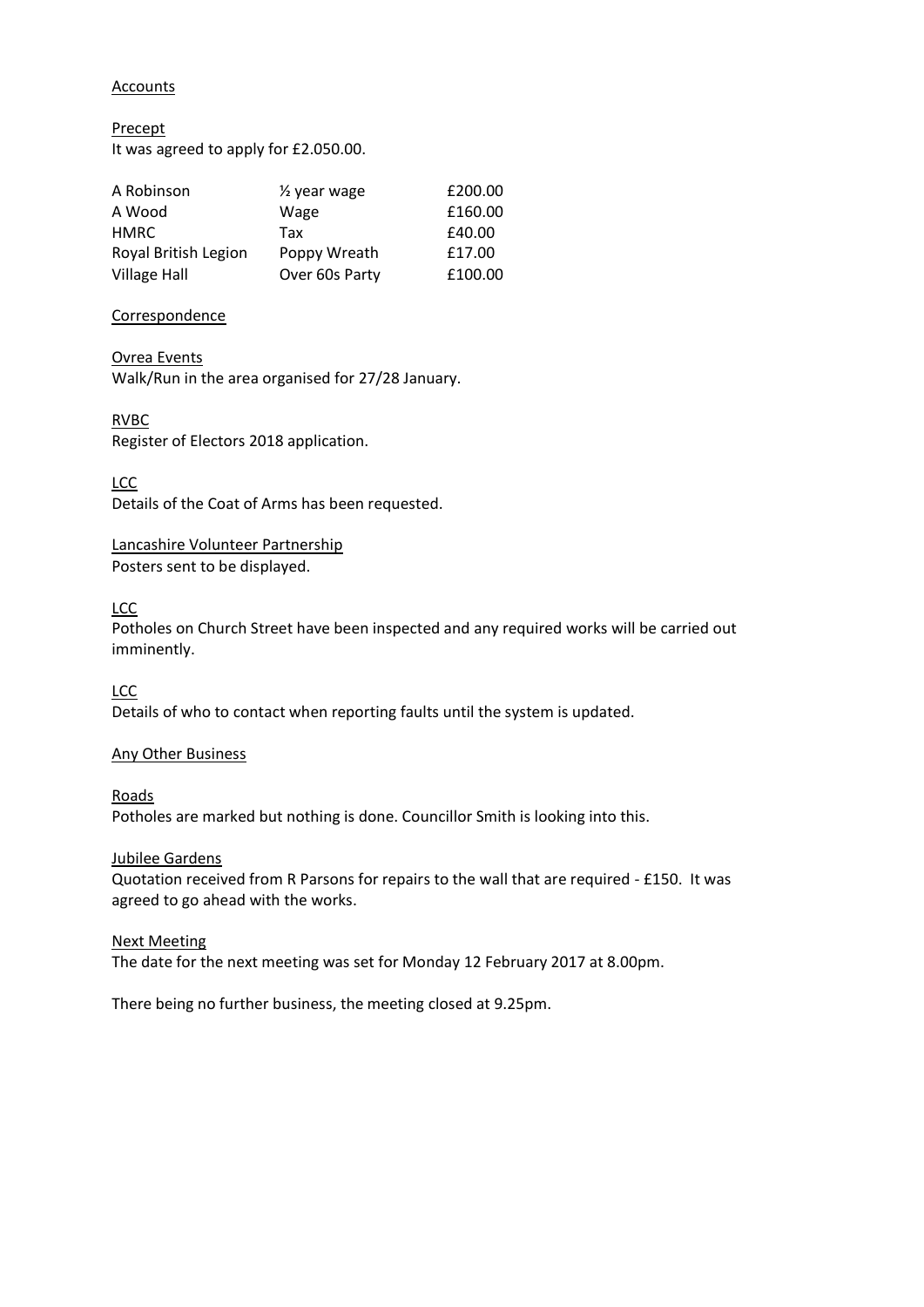Accounts

Precept

It was agreed to apply for £2.050.00.

| | | |
|---|---|---|
| A Robinson | ½ year wage | £200.00 |
| A Wood | Wage | £160.00 |
| HMRC | Tax | £40.00 |
| Royal British Legion | Poppy Wreath | £17.00 |
| Village Hall | Over 60s Party | £100.00 |

Correspondence

Ovrea Events

Walk/Run in the area organised for 27/28 January.

RVBC

Register of Electors 2018 application.

LCC

Details of the Coat of Arms has been requested.

Lancashire Volunteer Partnership

Posters sent to be displayed.

LCC

Potholes on Church Street have been inspected and any required works will be carried out imminently.

LCC

Details of who to contact when reporting faults until the system is updated.

Any Other Business

Roads

Potholes are marked but nothing is done. Councillor Smith is looking into this.

Jubilee Gardens

Quotation received from R Parsons for repairs to the wall that are required - £150. It was agreed to go ahead with the works.

Next Meeting

The date for the next meeting was set for Monday 12 February 2017 at 8.00pm.

There being no further business, the meeting closed at 9.25pm.